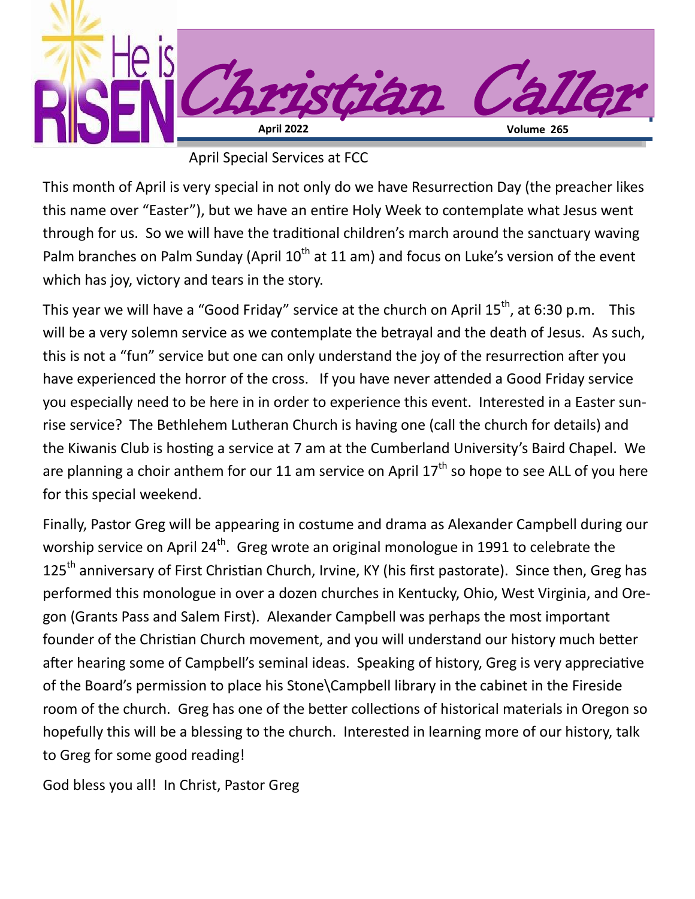# Christian Caller

**April 2022** **Volume 265**

He is RISEN

## April Special Services at FCC

This month of April is very special in not only do we have Resurrection Day (the preacher likes this name over "Easter"), but we have an entire Holy Week to contemplate what Jesus went through for us. So we will have the traditional children's march around the sanctuary waving Palm branches on Palm Sunday (April 10th at 11 am) and focus on Luke's version of the event which has joy, victory and tears in the story.

This year we will have a "Good Friday" service at the church on April 15th, at 6:30 p.m. This will be a very solemn service as we contemplate the betrayal and the death of Jesus. As such, this is not a "fun" service but one can only understand the joy of the resurrection after you have experienced the horror of the cross. If you have never attended a Good Friday service you especially need to be here in in order to experience this event. Interested in a Easter sunrise service? The Bethlehem Lutheran Church is having one (call the church for details) and the Kiwanis Club is hosting a service at 7 am at the Cumberland University's Baird Chapel. We are planning a choir anthem for our 11 am service on April 17th so hope to see ALL of you here for this special weekend.

Finally, Pastor Greg will be appearing in costume and drama as Alexander Campbell during our worship service on April 24th. Greg wrote an original monologue in 1991 to celebrate the 125th anniversary of First Christian Church, Irvine, KY (his first pastorate). Since then, Greg has performed this monologue in over a dozen churches in Kentucky, Ohio, West Virginia, and Oregon (Grants Pass and Salem First). Alexander Campbell was perhaps the most important founder of the Christian Church movement, and you will understand our history much better after hearing some of Campbell's seminal ideas. Speaking of history, Greg is very appreciative of the Board's permission to place his Stone\Campbell library in the cabinet in the Fireside room of the church. Greg has one of the better collections of historical materials in Oregon so hopefully this will be a blessing to the church. Interested in learning more of our history, talk to Greg for some good reading!

God bless you all! In Christ, Pastor Greg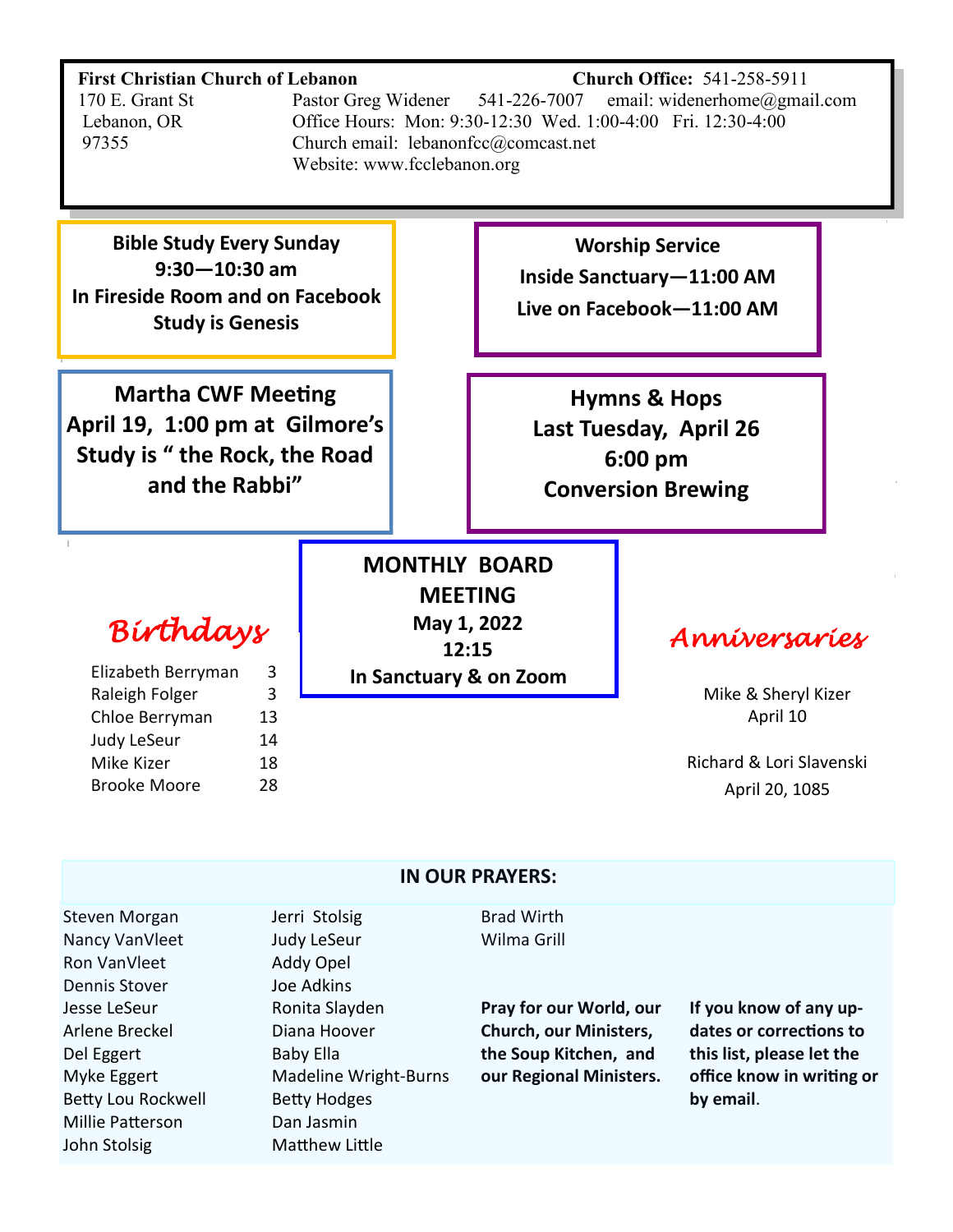**First Christian Church of Lebanon**
170 E. Grant St
Lebanon, OR
97355

**Church Office:** 541-258-5911
Pastor Greg Widener 541-226-7007 email: widenerhome@gmail.com
Office Hours: Mon: 9:30-12:30 Wed. 1:00-4:00 Fri. 12:30-4:00
Church email: lebanonfcc@comcast.net
Website: www.fcclebanon.org

**Bible Study Every Sunday**
**9:30—10:30 am**
**In Fireside Room and on Facebook**
**Study is Genesis**

**Worship Service**
**Inside Sanctuary—11:00 AM**
**Live on Facebook—11:00 AM**

**Martha CWF Meeting**
**April 19, 1:00 pm at Gilmore's**
**Study is " the Rock, the Road and the Rabbi"**

**Hymns & Hops**
**Last Tuesday, April 26**
**6:00 pm**
**Conversion Brewing**

**MONTHLY BOARD MEETING**
**May 1, 2022**
**12:15**
**In Sanctuary & on Zoom**

## *Birthdays*

| | |
|---|---|
| Elizabeth Berryman | 3 |
| Raleigh Folger | 3 |
| Chloe Berryman | 13 |
| Judy LeSeur | 14 |
| Mike Kizer | 18 |
| Brooke Moore | 28 |

## *Anniversaries*

Mike & Sheryl Kizer
April 10

Richard & Lori Slavenski
April 20, 1085

## IN OUR PRAYERS:

Steven Morgan
Nancy VanVleet
Ron VanVleet
Dennis Stover
Jesse LeSeur
Arlene Breckel
Del Eggert
Myke Eggert
Betty Lou Rockwell
Millie Patterson
John Stolsig
Jerri Stolsig
Judy LeSeur
Addy Opel
Joe Adkins
Ronita Slayden
Diana Hoover
Baby Ella
Madeline Wright-Burns
Betty Hodges
Dan Jasmin
Matthew Little
Brad Wirth
Wilma Grill

**Pray for our World, our Church, our Ministers, the Soup Kitchen, and our Regional Ministers.**

**If you know of any updates or corrections to this list, please let the office know in writing or by email**.